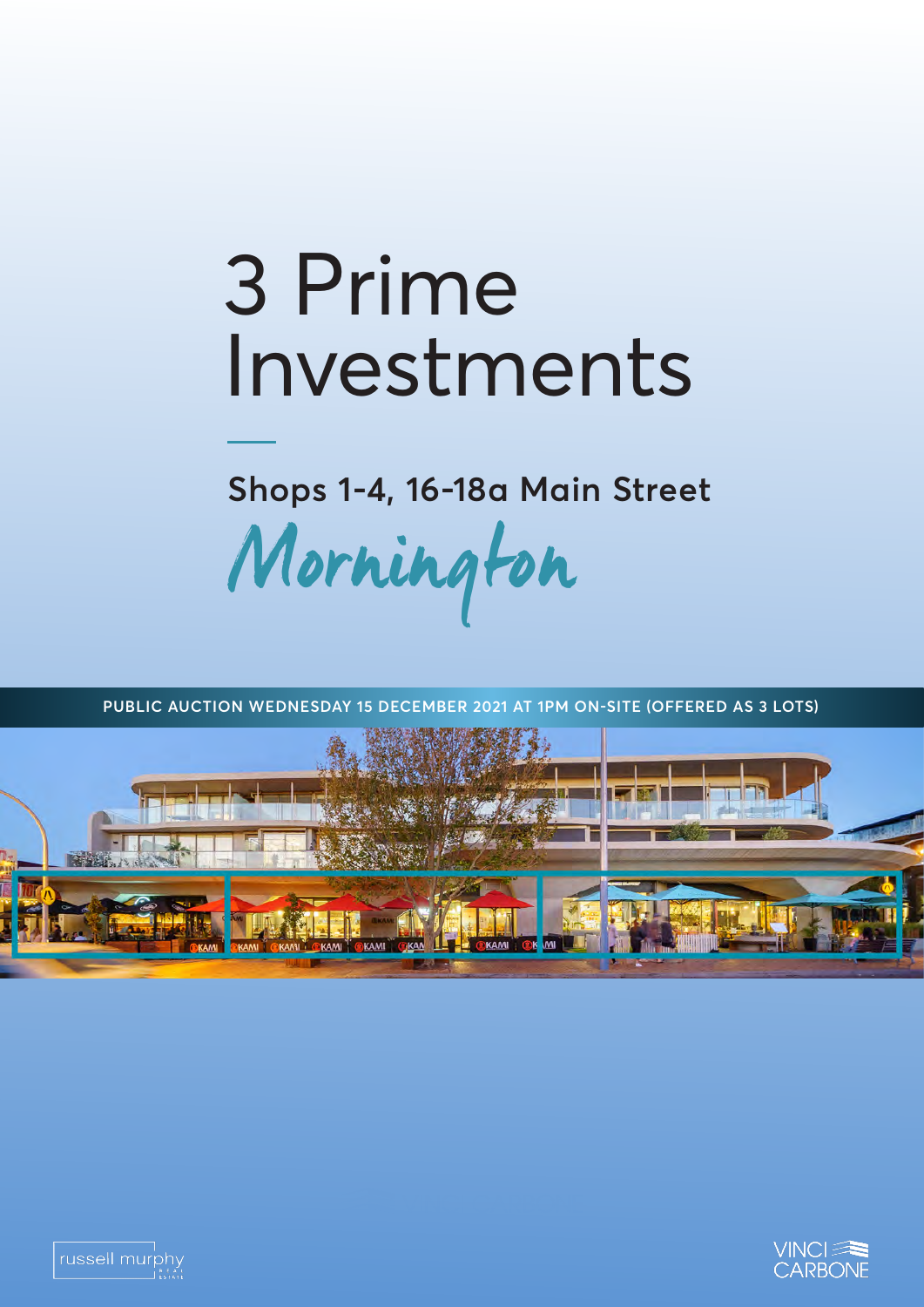# 3 Prime Investments

## Shops 1-4, 16-18a Main Street

## Mornington

PUBLIC AUCTION WEDNESDAY 15 DECEMBER 2021 AT 1PM ON-SITE (OFFERED AS 3 LOTS)

russell murphy REAL ESTATE

VINCI CARBONE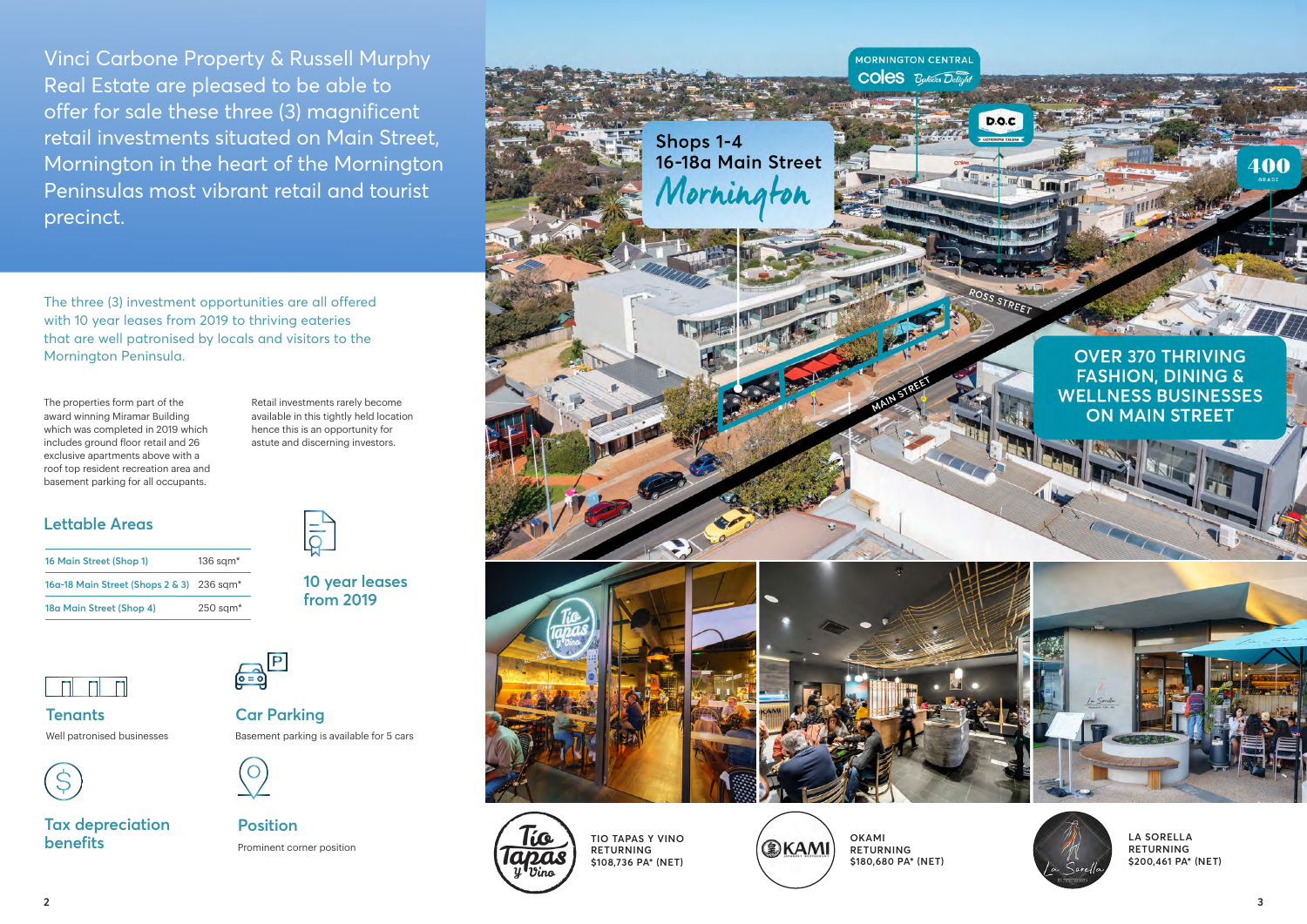Vinci Carbone Property & Russell Murphy Real Estate are pleased to be able to offer for sale these three (3) magnificent retail investments situated on Main Street, Mornington in the heart of the Mornington Peninsulas most vibrant retail and tourist precinct.

The three (3) investment opportunities are all offered with 10 year leases from 2019 to thriving eateries that are well patronised by locals and visitors to the Mornington Peninsula.

The properties form part of the award winning Miramar Building which was completed in 2019 which includes ground floor retail and 26 exclusive apartments above with a roof top resident recreation area and basement parking for all occupants.

Retail investments rarely become available in this tightly held location hence this is an opportunity for astute and discerning investors.

## Lettable Areas

| | |
|---|---|
| 16 Main Street (Shop 1) | 136 sqm* |
| 16a-18 Main Street (Shops 2 & 3) | 236 sqm* |
| 18a Main Street (Shop 4) | 250 sqm* |

### 10 year leases from 2019

### Tenants
Well patronised businesses

### Car Parking
Basement parking is available for 5 cars

### Tax depreciation benefits

### Position
Prominent corner position

Shops 1-4
16-18a Main Street
Mornington

MORNINGTON CENTRAL
coles

ROSS STREET

MAIN STREET

OVER 370 THRIVING FASHION, DINING & WELLNESS BUSINESSES ON MAIN STREET

TIO TAPAS Y VINO
RETURNING
$108,736 PA* (NET)

OKAMI
RETURNING
$180,680 PA* (NET)

LA SORELLA
RETURNING
$200,461 PA* (NET)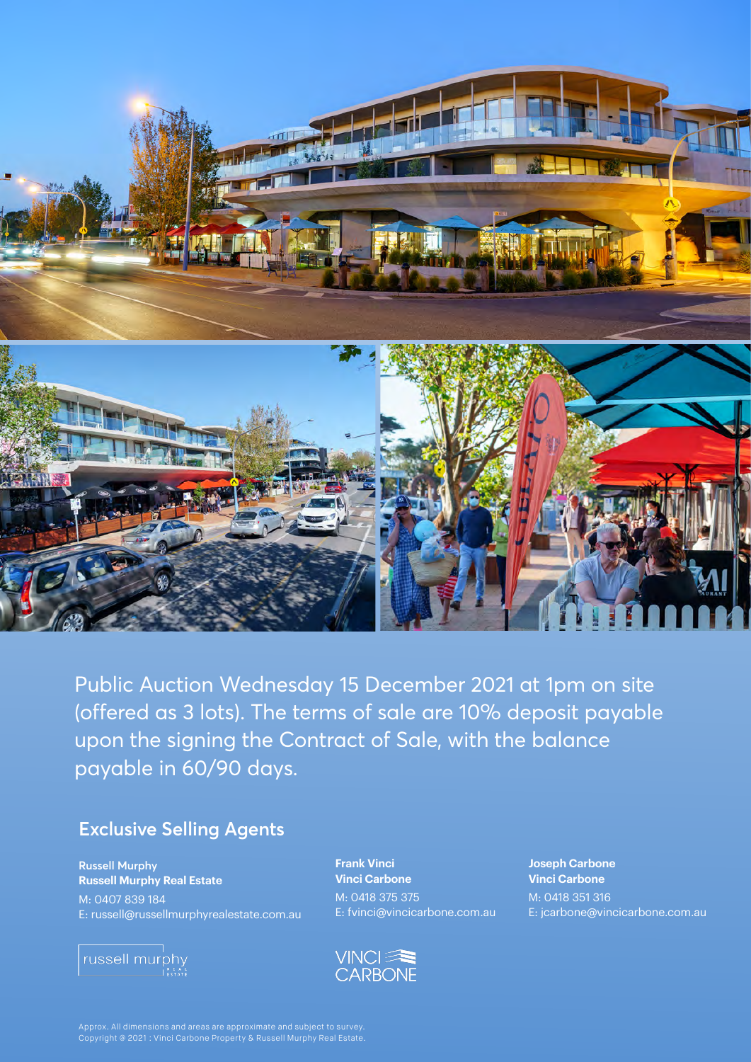Public Auction Wednesday 15 December 2021 at 1pm on site (offered as 3 lots). The terms of sale are 10% deposit payable upon the signing the Contract of Sale, with the balance payable in 60/90 days.

## Exclusive Selling Agents

**Russell Murphy**
**Russell Murphy Real Estate**
M: 0407 839 184
E: russell@russellmurphyrealestate.com.au

**Frank Vinci**
**Vinci Carbone**
M: 0418 375 375
E: fvinci@vincicarbone.com.au

**Joseph Carbone**
**Vinci Carbone**
M: 0418 351 316
E: jcarbone@vincicarbone.com.au

russell murphy REAL ESTATE

VINCI CARBONE

Approx. All dimensions and areas are approximate and subject to survey.
Copyright @ 2021 : Vinci Carbone Property & Russell Murphy Real Estate.